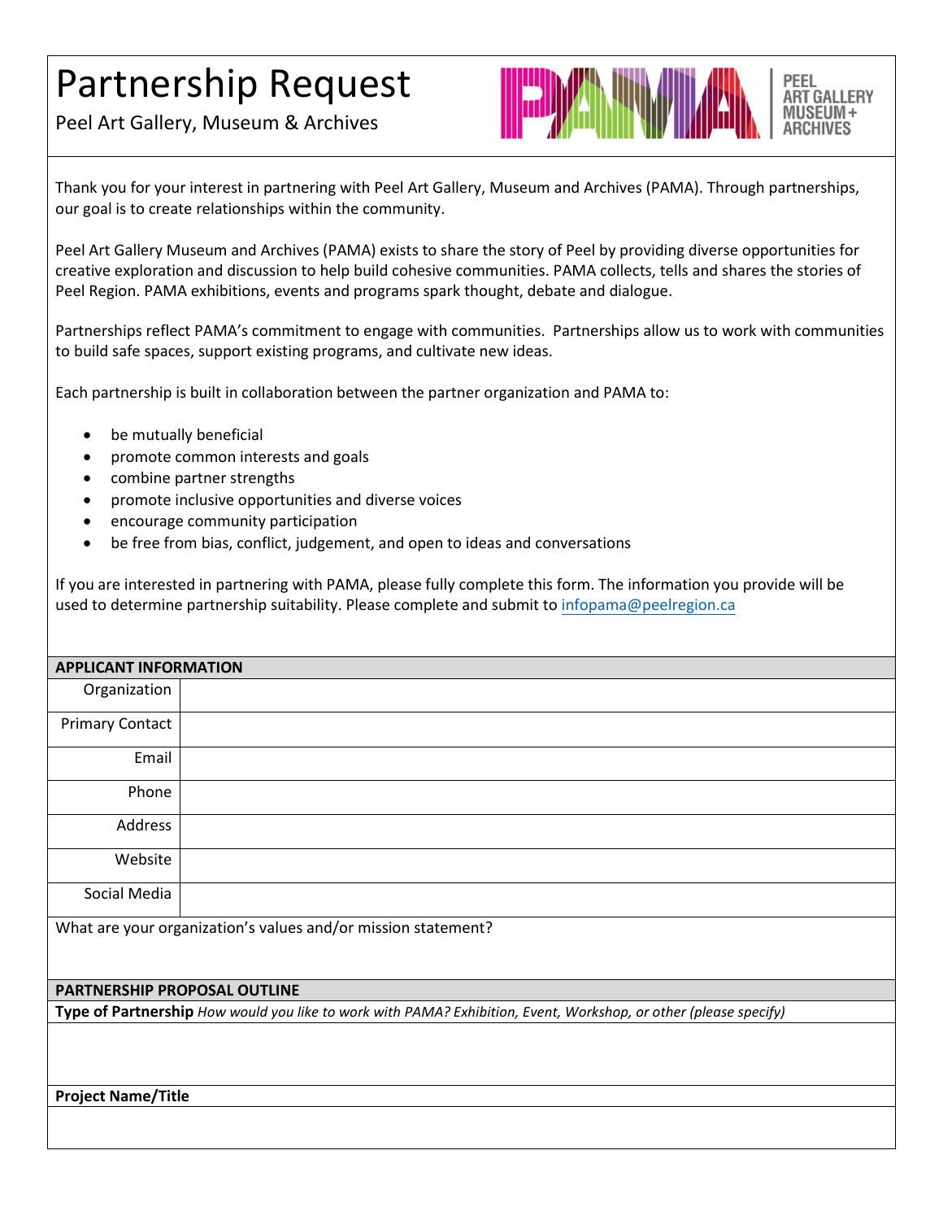# Partnership Request

Peel Art Gallery, Museum & Archives

PEEL ART GALLERY MUSEUM + ARCHIVES

Thank you for your interest in partnering with Peel Art Gallery, Museum and Archives (PAMA). Through partnerships, our goal is to create relationships within the community.

Peel Art Gallery Museum and Archives (PAMA) exists to share the story of Peel by providing diverse opportunities for creative exploration and discussion to help build cohesive communities. PAMA collects, tells and shares the stories of Peel Region. PAMA exhibitions, events and programs spark thought, debate and dialogue.

Partnerships reflect PAMA's commitment to engage with communities. Partnerships allow us to work with communities to build safe spaces, support existing programs, and cultivate new ideas.

Each partnership is built in collaboration between the partner organization and PAMA to:

- be mutually beneficial
- promote common interests and goals
- combine partner strengths
- promote inclusive opportunities and diverse voices
- encourage community participation
- be free from bias, conflict, judgement, and open to ideas and conversations

If you are interested in partnering with PAMA, please fully complete this form. The information you provide will be used to determine partnership suitability. Please complete and submit to infopama@peelregion.ca

| APPLICANT INFORMATION | |
|---|---|
| Organization | |
| Primary Contact | |
| Email | |
| Phone | |
| Address | |
| Website | |
| Social Media | |

What are your organization's values and/or mission statement?

**PARTNERSHIP PROPOSAL OUTLINE**

**Type of Partnership** *How would you like to work with PAMA? Exhibition, Event, Workshop, or other (please specify)*

**Project Name/Title**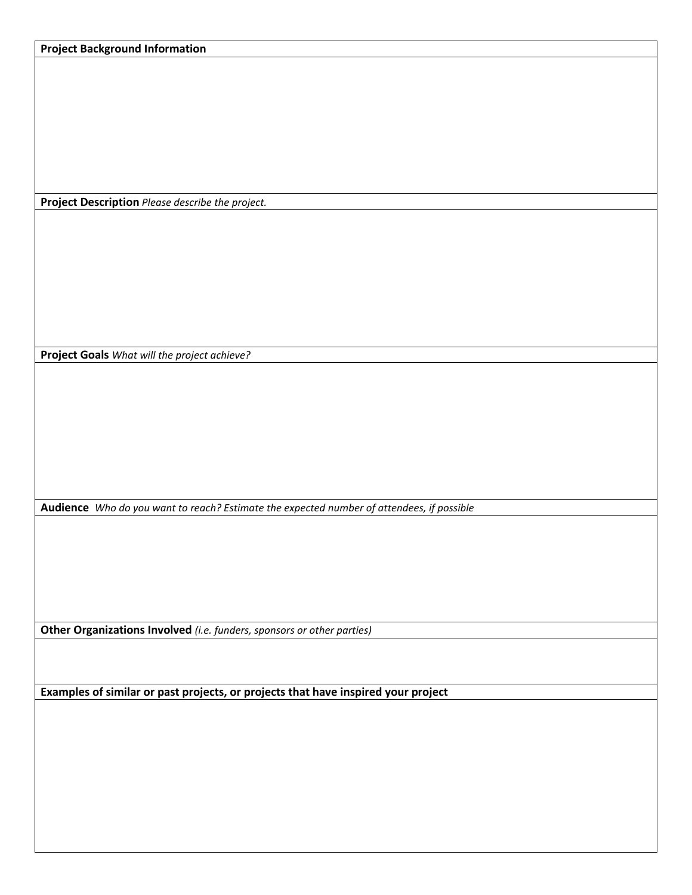**Project Background Information**

**Project Description** *Please describe the project.*

**Project Goals** *What will the project achieve?*

**Audience** *Who do you want to reach? Estimate the expected number of attendees, if possible*

**Other Organizations Involved** *(i.e. funders, sponsors or other parties)*

**Examples of similar or past projects, or projects that have inspired your project**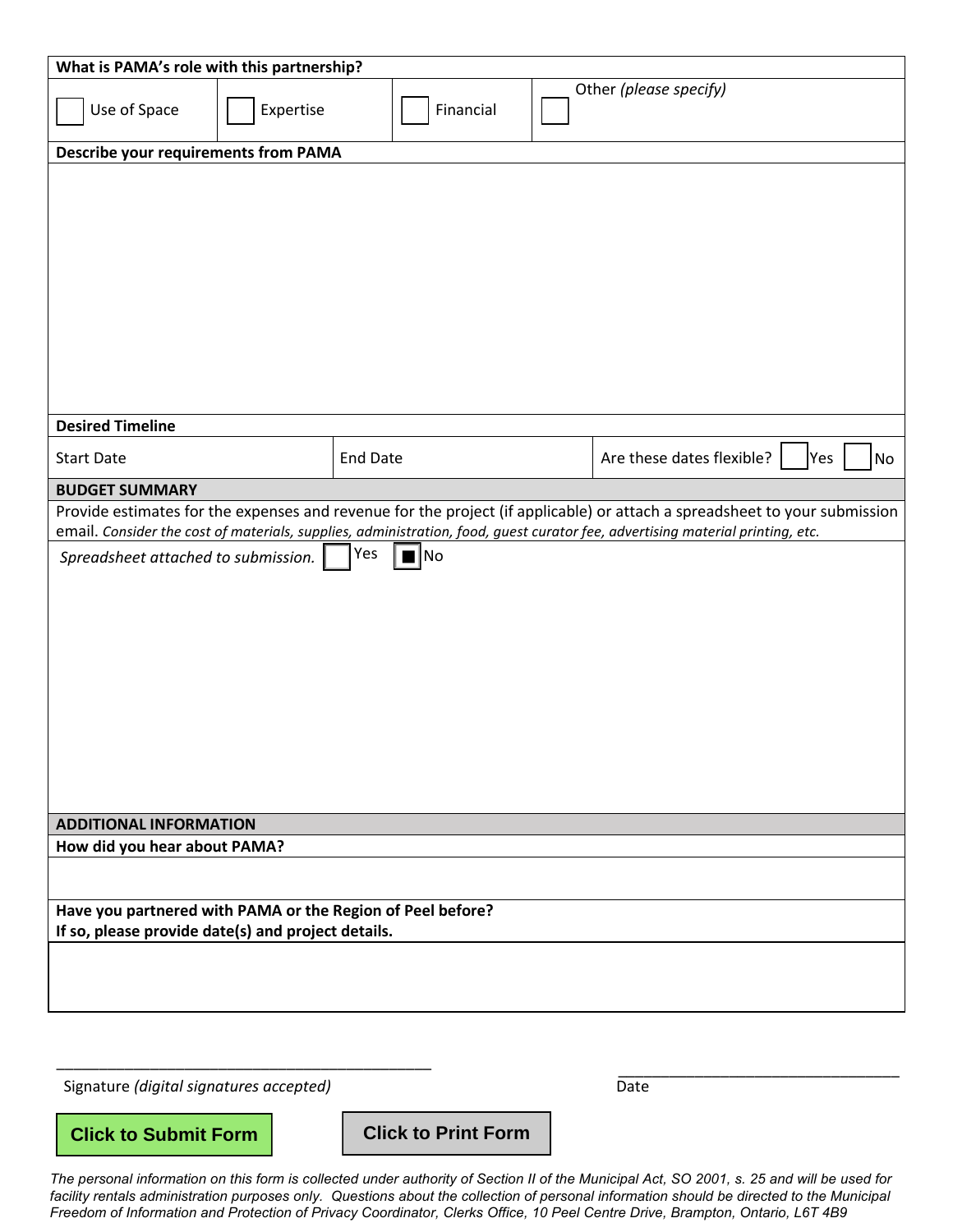**What is PAMA's role with this partnership?**

| | | | |
|---|---|---|---|
| ☐ Use of Space | ☐ Expertise | ☐ Financial | ☐ Other *(please specify)* |

**Describe your requirements from PAMA**

**Desired Timeline**

| | | |
|---|---|---|
| Start Date | End Date | Are these dates flexible? ☐ Yes ☐ No |

**BUDGET SUMMARY**

Provide estimates for the expenses and revenue for the project (if applicable) or attach a spreadsheet to your submission email. *Consider the cost of materials, supplies, administration, food, guest curator fee, advertising material printing, etc.*

*Spreadsheet attached to submission.* ☐ Yes ■ No

**ADDITIONAL INFORMATION**

**How did you hear about PAMA?**

**Have you partnered with PAMA or the Region of Peel before?**
**If so, please provide date(s) and project details.**

___________________________________________
Signature *(digital signatures accepted)*

___________________________________
Date

**Click to Submit Form**

**Click to Print Form**

*The personal information on this form is collected under authority of Section II of the Municipal Act, SO 2001, s. 25 and will be used for facility rentals administration purposes only. Questions about the collection of personal information should be directed to the Municipal Freedom of Information and Protection of Privacy Coordinator, Clerks Office, 10 Peel Centre Drive, Brampton, Ontario, L6T 4B9*